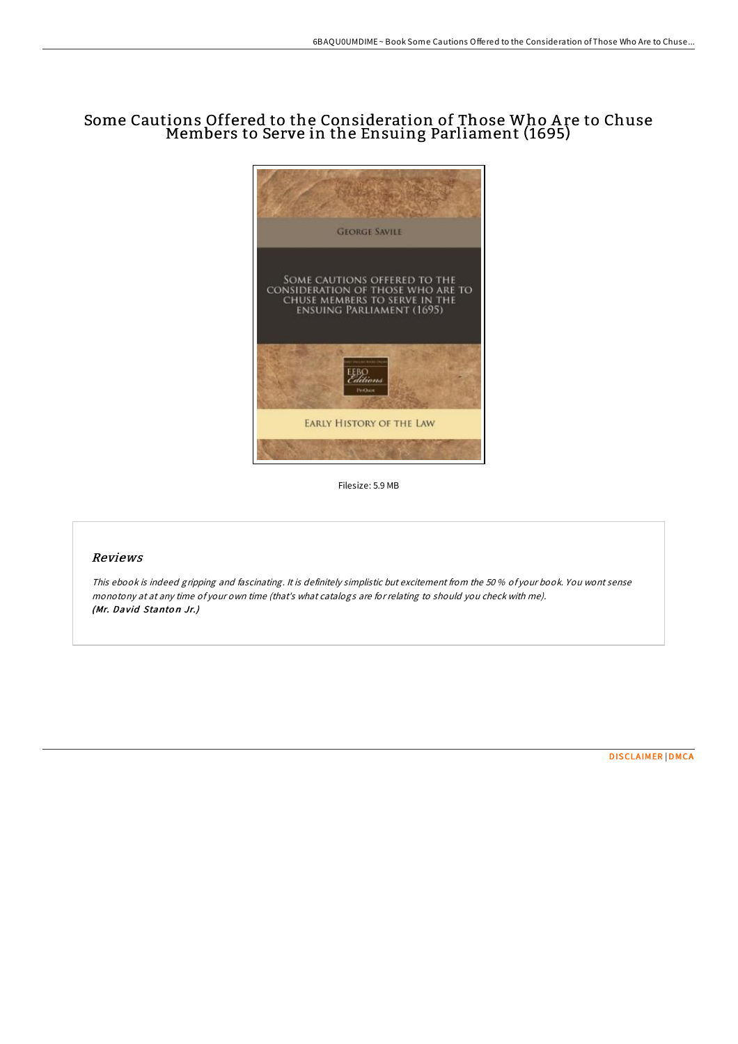# Some Cautions Offered to the Consideration of Those Who Are to Chuse Members to Serve in the Ensuing Parliament (1695)

Filesize: 5.9 MB

## Reviews

*This ebook is indeed gripping and fascinating. It is definitely simplistic but excitement from the 50% of your book. You wont sense monotony at at any time of your own time (that's what catalogs are for relating to should you check with me).*
***(Mr. David Stanton Jr.)***

DISCLAIMER | DMCA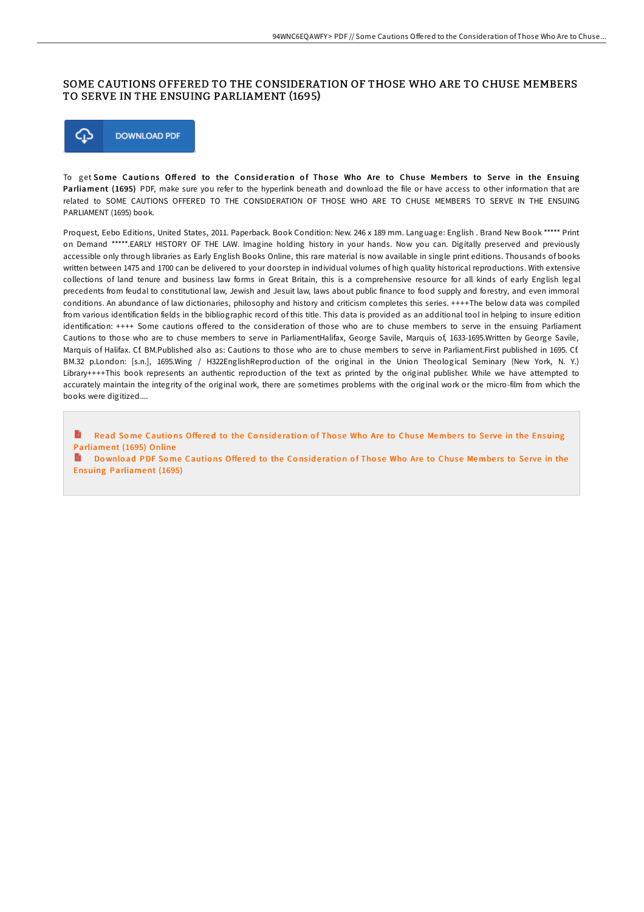# SOME CAUTIONS OFFERED TO THE CONSIDERATION OF THOSE WHO ARE TO CHUSE MEMBERS TO SERVE IN THE ENSUING PARLIAMENT (1695)

DOWNLOAD PDF

To get **Some Cautions Offered to the Consideration of Those Who Are to Chuse Members to Serve in the Ensuing Parliament (1695)** PDF, make sure you refer to the hyperlink beneath and download the file or have access to other information that are related to SOME CAUTIONS OFFERED TO THE CONSIDERATION OF THOSE WHO ARE TO CHUSE MEMBERS TO SERVE IN THE ENSUING PARLIAMENT (1695) book.

Proquest, Eebo Editions, United States, 2011. Paperback. Book Condition: New. 246 x 189 mm. Language: English . Brand New Book ***** Print on Demand *****.EARLY HISTORY OF THE LAW. Imagine holding history in your hands. Now you can. Digitally preserved and previously accessible only through libraries as Early English Books Online, this rare material is now available in single print editions. Thousands of books written between 1475 and 1700 can be delivered to your doorstep in individual volumes of high quality historical reproductions. With extensive collections of land tenure and business law forms in Great Britain, this is a comprehensive resource for all kinds of early English legal precedents from feudal to constitutional law, Jewish and Jesuit law, laws about public finance to food supply and forestry, and even immoral conditions. An abundance of law dictionaries, philosophy and history and criticism completes this series. ++++The below data was compiled from various identification fields in the bibliographic record of this title. This data is provided as an additional tool in helping to insure edition identification: ++++ Some cautions offered to the consideration of those who are to chuse members to serve in the ensuing Parliament Cautions to those who are to chuse members to serve in ParliamentHalifax, George Savile, Marquis of, 1633-1695.Written by George Savile, Marquis of Halifax. Cf. BM.Published also as: Cautions to those who are to chuse members to serve in Parliament.First published in 1695. Cf. BM.32 p.London: [s.n.], 1695.Wing / H322EnglishReproduction of the original in the Union Theological Seminary (New York, N. Y.) Library++++This book represents an authentic reproduction of the text as printed by the original publisher. While we have attempted to accurately maintain the integrity of the original work, there are sometimes problems with the original work or the micro-film from which the books were digitized....

Read Some Cautions Offered to the Consideration of Those Who Are to Chuse Members to Serve in the Ensuing Parliament (1695) Online

Download PDF Some Cautions Offered to the Consideration of Those Who Are to Chuse Members to Serve in the Ensuing Parliament (1695)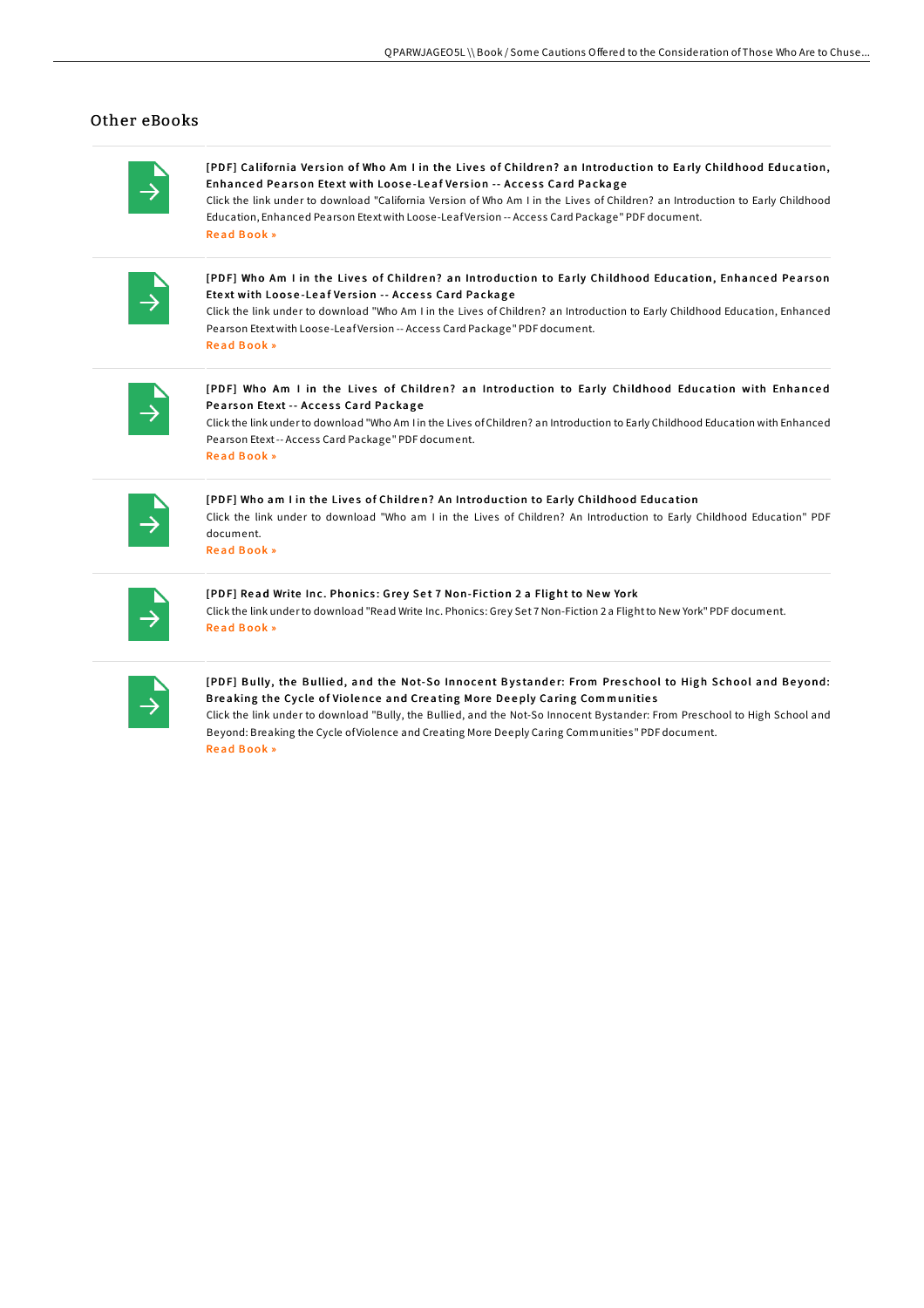## Other eBooks

**[PDF] California Version of Who Am I in the Lives of Children? an Introduction to Early Childhood Education, Enhanced Pearson Etext with Loose-Leaf Version -- Access Card Package**

Click the link under to download "California Version of Who Am I in the Lives of Children? an Introduction to Early Childhood Education, Enhanced Pearson Etext with Loose-Leaf Version -- Access Card Package" PDF document.

Read Book »

**[PDF] Who Am I in the Lives of Children? an Introduction to Early Childhood Education, Enhanced Pearson Etext with Loose-Leaf Version -- Access Card Package**

Click the link under to download "Who Am I in the Lives of Children? an Introduction to Early Childhood Education, Enhanced Pearson Etext with Loose-Leaf Version -- Access Card Package" PDF document.

Read Book »

**[PDF] Who Am I in the Lives of Children? an Introduction to Early Childhood Education with Enhanced Pearson Etext -- Access Card Package**

Click the link under to download "Who Am I in the Lives of Children? an Introduction to Early Childhood Education with Enhanced Pearson Etext -- Access Card Package" PDF document.

Read Book »

**[PDF] Who am I in the Lives of Children? An Introduction to Early Childhood Education**

Click the link under to download "Who am I in the Lives of Children? An Introduction to Early Childhood Education" PDF document.

Read Book »

**[PDF] Read Write Inc. Phonics: Grey Set 7 Non-Fiction 2 a Flight to New York**

Click the link under to download "Read Write Inc. Phonics: Grey Set 7 Non-Fiction 2 a Flight to New York" PDF document.

Read Book »

**[PDF] Bully, the Bullied, and the Not-So Innocent Bystander: From Preschool to High School and Beyond: Breaking the Cycle of Violence and Creating More Deeply Caring Communities**

Click the link under to download "Bully, the Bullied, and the Not-So Innocent Bystander: From Preschool to High School and Beyond: Breaking the Cycle of Violence and Creating More Deeply Caring Communities" PDF document.

Read Book »